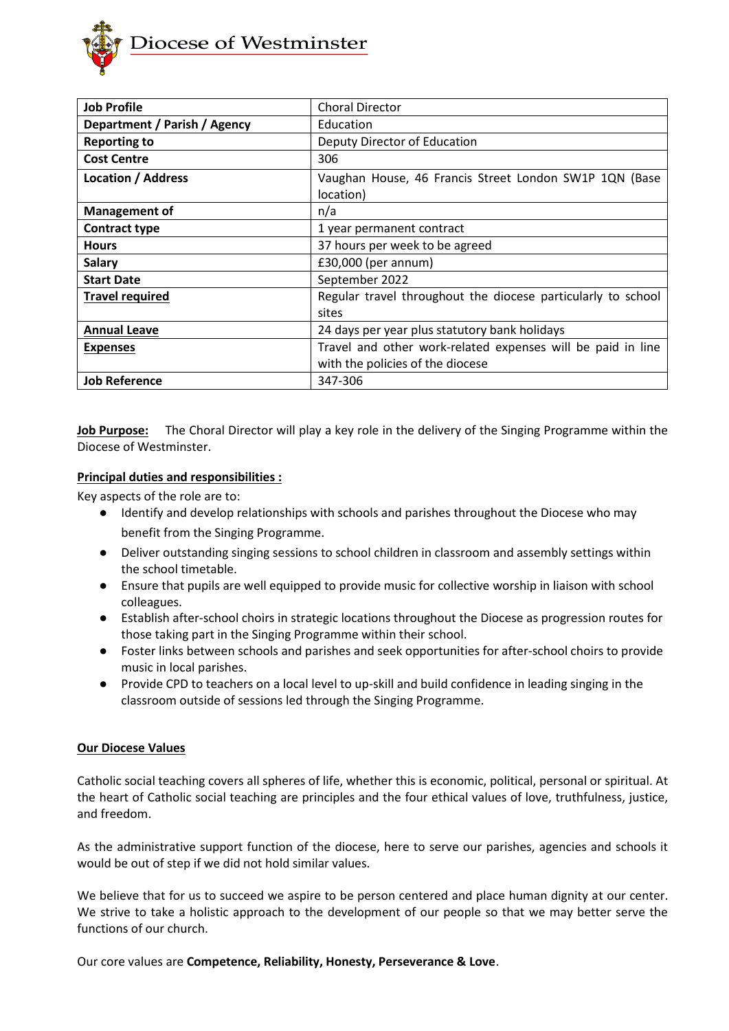# Diocese of Westminster

| Job Profile | Choral Director |
|---|---|
| **Department / Parish / Agency** | Education |
| **Reporting to** | Deputy Director of Education |
| **Cost Centre** | 306 |
| **Location / Address** | Vaughan House, 46 Francis Street London SW1P 1QN (Base location) |
| **Management of** | n/a |
| **Contract type** | 1 year permanent contract |
| **Hours** | 37 hours per week to be agreed |
| **Salary** | £30,000 (per annum) |
| **Start Date** | September 2022 |
| **Travel required** | Regular travel throughout the diocese particularly to school sites |
| **Annual Leave** | 24 days per year plus statutory bank holidays |
| **Expenses** | Travel and other work-related expenses will be paid in line with the policies of the diocese |
| **Job Reference** | 347-306 |

**Job Purpose:** The Choral Director will play a key role in the delivery of the Singing Programme within the Diocese of Westminster.

**Principal duties and responsibilities :**

Key aspects of the role are to:

- Identify and develop relationships with schools and parishes throughout the Diocese who may benefit from the Singing Programme.
- Deliver outstanding singing sessions to school children in classroom and assembly settings within the school timetable.
- Ensure that pupils are well equipped to provide music for collective worship in liaison with school colleagues.
- Establish after-school choirs in strategic locations throughout the Diocese as progression routes for those taking part in the Singing Programme within their school.
- Foster links between schools and parishes and seek opportunities for after-school choirs to provide music in local parishes.
- Provide CPD to teachers on a local level to up-skill and build confidence in leading singing in the classroom outside of sessions led through the Singing Programme.

**Our Diocese Values**

Catholic social teaching covers all spheres of life, whether this is economic, political, personal or spiritual. At the heart of Catholic social teaching are principles and the four ethical values of love, truthfulness, justice, and freedom.

As the administrative support function of the diocese, here to serve our parishes, agencies and schools it would be out of step if we did not hold similar values.

We believe that for us to succeed we aspire to be person centered and place human dignity at our center. We strive to take a holistic approach to the development of our people so that we may better serve the functions of our church.

Our core values are **Competence, Reliability, Honesty, Perseverance & Love**.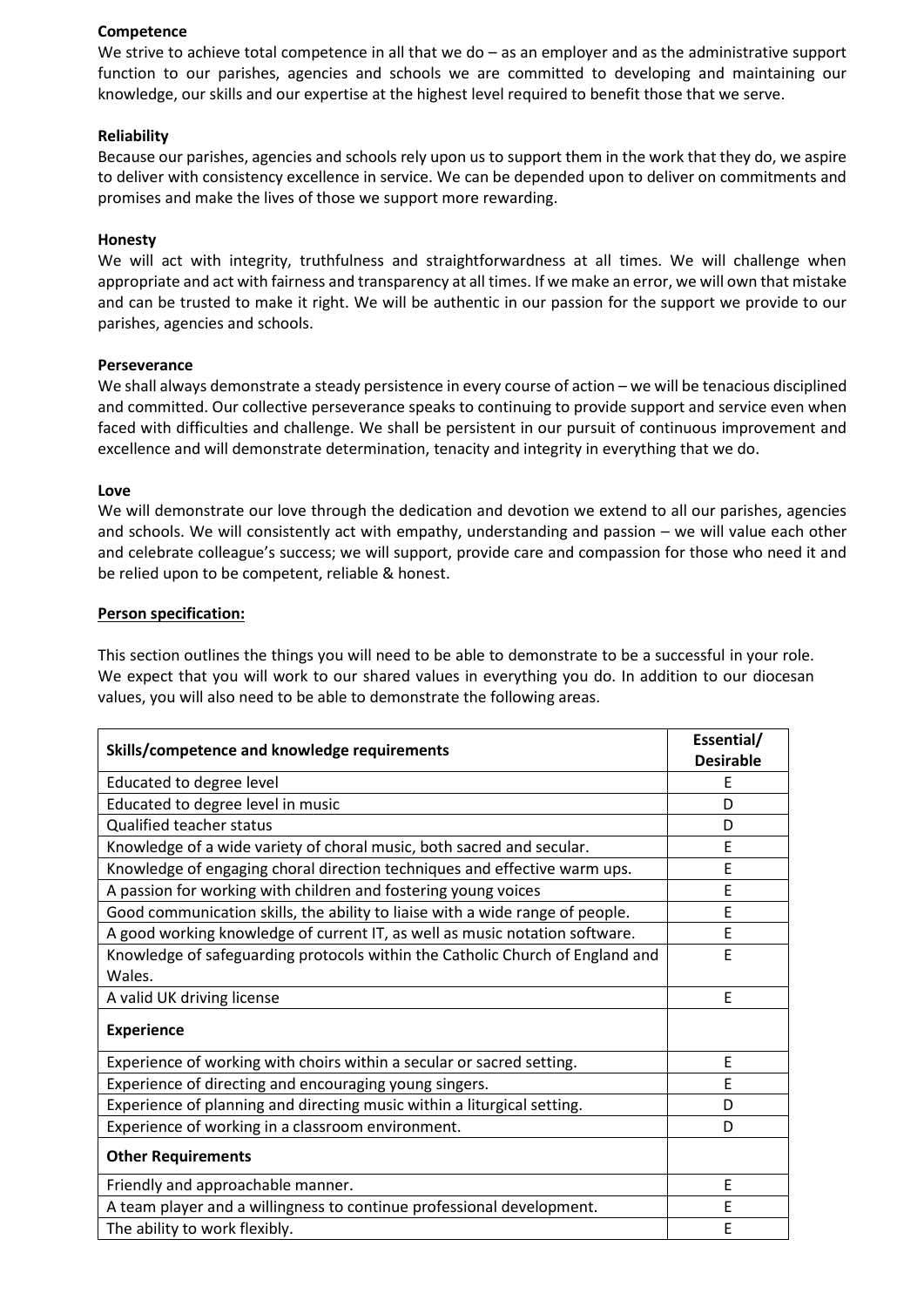**Competence**

We strive to achieve total competence in all that we do – as an employer and as the administrative support function to our parishes, agencies and schools we are committed to developing and maintaining our knowledge, our skills and our expertise at the highest level required to benefit those that we serve.

**Reliability**

Because our parishes, agencies and schools rely upon us to support them in the work that they do, we aspire to deliver with consistency excellence in service. We can be depended upon to deliver on commitments and promises and make the lives of those we support more rewarding.

**Honesty**

We will act with integrity, truthfulness and straightforwardness at all times. We will challenge when appropriate and act with fairness and transparency at all times. If we make an error, we will own that mistake and can be trusted to make it right. We will be authentic in our passion for the support we provide to our parishes, agencies and schools.

**Perseverance**

We shall always demonstrate a steady persistence in every course of action – we will be tenacious disciplined and committed. Our collective perseverance speaks to continuing to provide support and service even when faced with difficulties and challenge. We shall be persistent in our pursuit of continuous improvement and excellence and will demonstrate determination, tenacity and integrity in everything that we do.

**Love**

We will demonstrate our love through the dedication and devotion we extend to all our parishes, agencies and schools. We will consistently act with empathy, understanding and passion – we will value each other and celebrate colleague's success; we will support, provide care and compassion for those who need it and be relied upon to be competent, reliable & honest.

**Person specification:**

This section outlines the things you will need to be able to demonstrate to be a successful in your role. We expect that you will work to our shared values in everything you do. In addition to our diocesan values, you will also need to be able to demonstrate the following areas.

| Skills/competence and knowledge requirements | Essential/ Desirable |
|---|---|
| Educated to degree level | E |
| Educated to degree level in music | D |
| Qualified teacher status | D |
| Knowledge of a wide variety of choral music, both sacred and secular. | E |
| Knowledge of engaging choral direction techniques and effective warm ups. | E |
| A passion for working with children and fostering young voices | E |
| Good communication skills, the ability to liaise with a wide range of people. | E |
| A good working knowledge of current IT, as well as music notation software. | E |
| Knowledge of safeguarding protocols within the Catholic Church of England and Wales. | E |
| A valid UK driving license | E |
| **Experience** | |
| Experience of working with choirs within a secular or sacred setting. | E |
| Experience of directing and encouraging young singers. | E |
| Experience of planning and directing music within a liturgical setting. | D |
| Experience of working in a classroom environment. | D |
| **Other Requirements** | |
| Friendly and approachable manner. | E |
| A team player and a willingness to continue professional development. | E |
| The ability to work flexibly. | E |